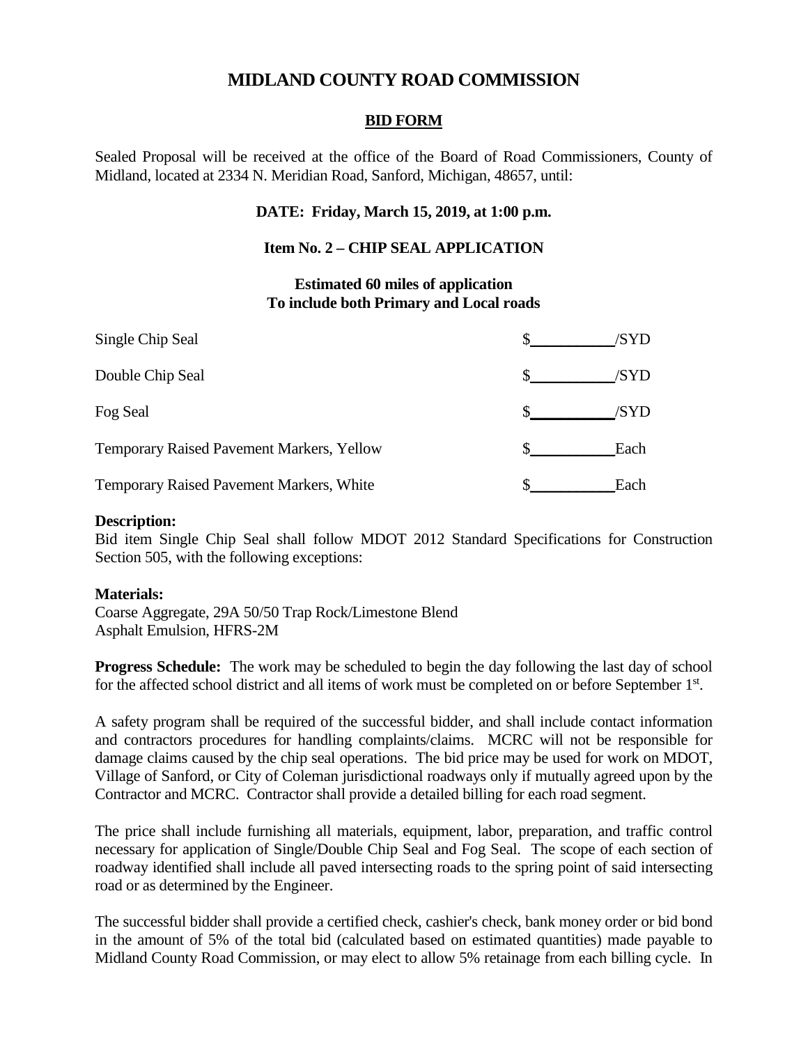# MIDLAND COUNTY ROAD COMMISSION

## BID FORM

Sealed Proposal will be received at the office of the Board of Road Commissioners, County of Midland, located at 2334 N. Meridian Road, Sanford, Michigan, 48657, until:

**DATE: Friday, March 15, 2019, at 1:00 p.m.**

**Item No. 2 – CHIP SEAL APPLICATION**

**Estimated 60 miles of application**
**To include both Primary and Local roads**

| | |
|---|---|
| Single Chip Seal | \$__________/SYD |
| Double Chip Seal | \$__________/SYD |
| Fog Seal | \$__________/SYD |
| Temporary Raised Pavement Markers, Yellow | \$__________Each |
| Temporary Raised Pavement Markers, White | \$__________Each |

**Description:**
Bid item Single Chip Seal shall follow MDOT 2012 Standard Specifications for Construction Section 505, with the following exceptions:

**Materials:**
Coarse Aggregate, 29A 50/50 Trap Rock/Limestone Blend
Asphalt Emulsion, HFRS-2M

**Progress Schedule:** The work may be scheduled to begin the day following the last day of school for the affected school district and all items of work must be completed on or before September 1st.

A safety program shall be required of the successful bidder, and shall include contact information and contractors procedures for handling complaints/claims. MCRC will not be responsible for damage claims caused by the chip seal operations. The bid price may be used for work on MDOT, Village of Sanford, or City of Coleman jurisdictional roadways only if mutually agreed upon by the Contractor and MCRC. Contractor shall provide a detailed billing for each road segment.

The price shall include furnishing all materials, equipment, labor, preparation, and traffic control necessary for application of Single/Double Chip Seal and Fog Seal. The scope of each section of roadway identified shall include all paved intersecting roads to the spring point of said intersecting road or as determined by the Engineer.

The successful bidder shall provide a certified check, cashier's check, bank money order or bid bond in the amount of 5% of the total bid (calculated based on estimated quantities) made payable to Midland County Road Commission, or may elect to allow 5% retainage from each billing cycle. In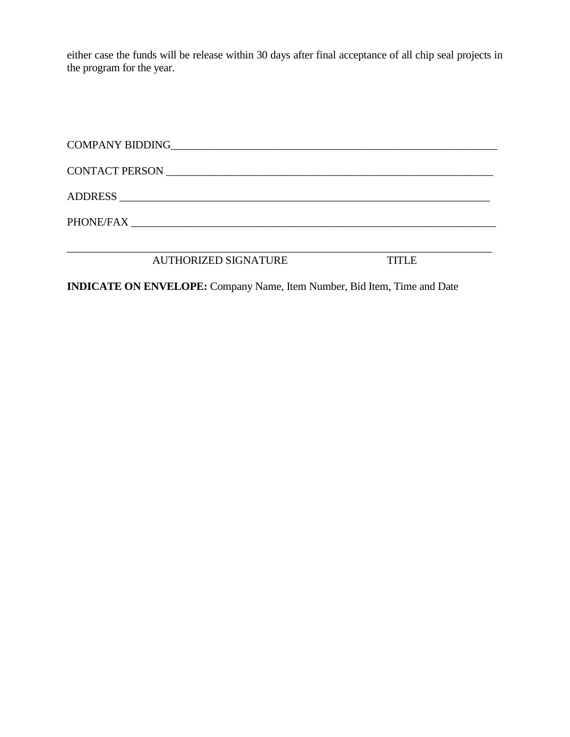either case the funds will be release within 30 days after final acceptance of all chip seal projects in the program for the year.

COMPANY BIDDING_______________________________________________________________

CONTACT PERSON ______________________________________________________________

ADDRESS _____________________________________________________________________

PHONE/FAX ____________________________________________________________________

_____________________________________________________________________________

AUTHORIZED SIGNATURE                    TITLE

**INDICATE ON ENVELOPE:** Company Name, Item Number, Bid Item, Time and Date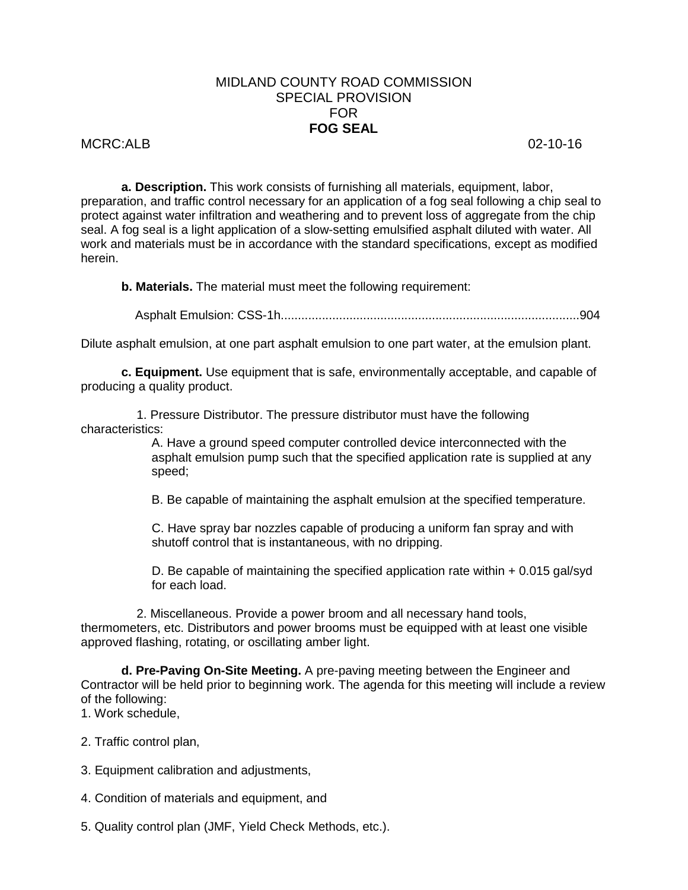MIDLAND COUNTY ROAD COMMISSION
SPECIAL PROVISION
FOR
**FOG SEAL**

MCRC:ALB 02-10-16

**a. Description.** This work consists of furnishing all materials, equipment, labor, preparation, and traffic control necessary for an application of a fog seal following a chip seal to protect against water infiltration and weathering and to prevent loss of aggregate from the chip seal. A fog seal is a light application of a slow-setting emulsified asphalt diluted with water. All work and materials must be in accordance with the standard specifications, except as modified herein.

**b. Materials.** The material must meet the following requirement:

Asphalt Emulsion: CSS-1h......................................................................................904

Dilute asphalt emulsion, at one part asphalt emulsion to one part water, at the emulsion plant.

**c. Equipment.** Use equipment that is safe, environmentally acceptable, and capable of producing a quality product.

1. Pressure Distributor. The pressure distributor must have the following characteristics:

   A. Have a ground speed computer controlled device interconnected with the asphalt emulsion pump such that the specified application rate is supplied at any speed;

   B. Be capable of maintaining the asphalt emulsion at the specified temperature.

   C. Have spray bar nozzles capable of producing a uniform fan spray and with shutoff control that is instantaneous, with no dripping.

   D. Be capable of maintaining the specified application rate within + 0.015 gal/syd for each load.

2. Miscellaneous. Provide a power broom and all necessary hand tools, thermometers, etc. Distributors and power brooms must be equipped with at least one visible approved flashing, rotating, or oscillating amber light.

**d. Pre-Paving On-Site Meeting.** A pre-paving meeting between the Engineer and Contractor will be held prior to beginning work. The agenda for this meeting will include a review of the following:

1. Work schedule,

2. Traffic control plan,

3. Equipment calibration and adjustments,

4. Condition of materials and equipment, and

5. Quality control plan (JMF, Yield Check Methods, etc.).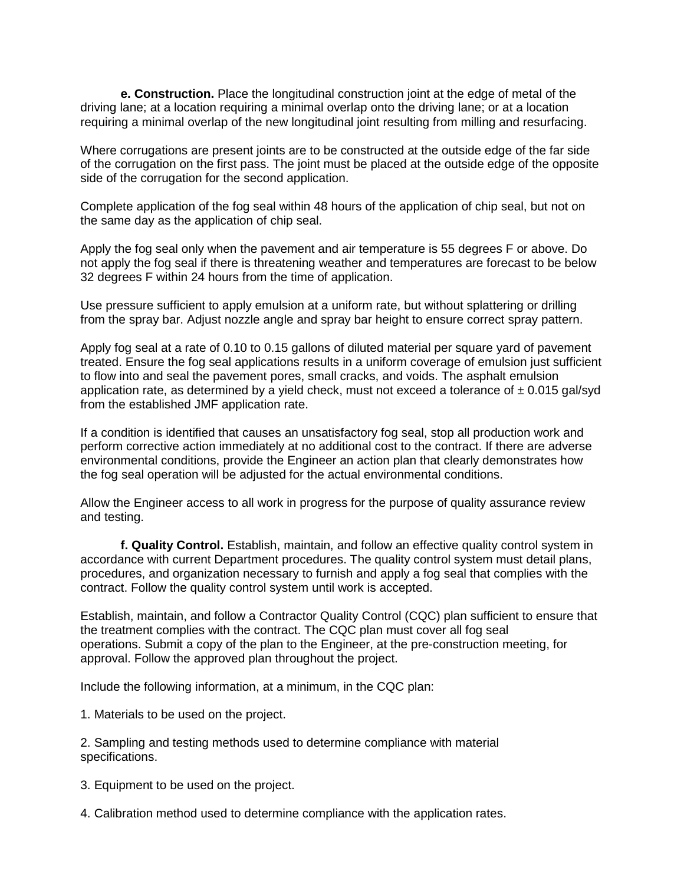**e. Construction.** Place the longitudinal construction joint at the edge of metal of the driving lane; at a location requiring a minimal overlap onto the driving lane; or at a location requiring a minimal overlap of the new longitudinal joint resulting from milling and resurfacing.

Where corrugations are present joints are to be constructed at the outside edge of the far side of the corrugation on the first pass. The joint must be placed at the outside edge of the opposite side of the corrugation for the second application.

Complete application of the fog seal within 48 hours of the application of chip seal, but not on the same day as the application of chip seal.

Apply the fog seal only when the pavement and air temperature is 55 degrees F or above. Do not apply the fog seal if there is threatening weather and temperatures are forecast to be below 32 degrees F within 24 hours from the time of application.

Use pressure sufficient to apply emulsion at a uniform rate, but without splattering or drilling from the spray bar. Adjust nozzle angle and spray bar height to ensure correct spray pattern.

Apply fog seal at a rate of 0.10 to 0.15 gallons of diluted material per square yard of pavement treated. Ensure the fog seal applications results in a uniform coverage of emulsion just sufficient to flow into and seal the pavement pores, small cracks, and voids. The asphalt emulsion application rate, as determined by a yield check, must not exceed a tolerance of ± 0.015 gal/syd from the established JMF application rate.

If a condition is identified that causes an unsatisfactory fog seal, stop all production work and perform corrective action immediately at no additional cost to the contract. If there are adverse environmental conditions, provide the Engineer an action plan that clearly demonstrates how the fog seal operation will be adjusted for the actual environmental conditions.

Allow the Engineer access to all work in progress for the purpose of quality assurance review and testing.

**f. Quality Control.** Establish, maintain, and follow an effective quality control system in accordance with current Department procedures. The quality control system must detail plans, procedures, and organization necessary to furnish and apply a fog seal that complies with the contract. Follow the quality control system until work is accepted.

Establish, maintain, and follow a Contractor Quality Control (CQC) plan sufficient to ensure that the treatment complies with the contract. The CQC plan must cover all fog seal operations. Submit a copy of the plan to the Engineer, at the pre-construction meeting, for approval. Follow the approved plan throughout the project.

Include the following information, at a minimum, in the CQC plan:

1. Materials to be used on the project.

2. Sampling and testing methods used to determine compliance with material specifications.

3. Equipment to be used on the project.

4. Calibration method used to determine compliance with the application rates.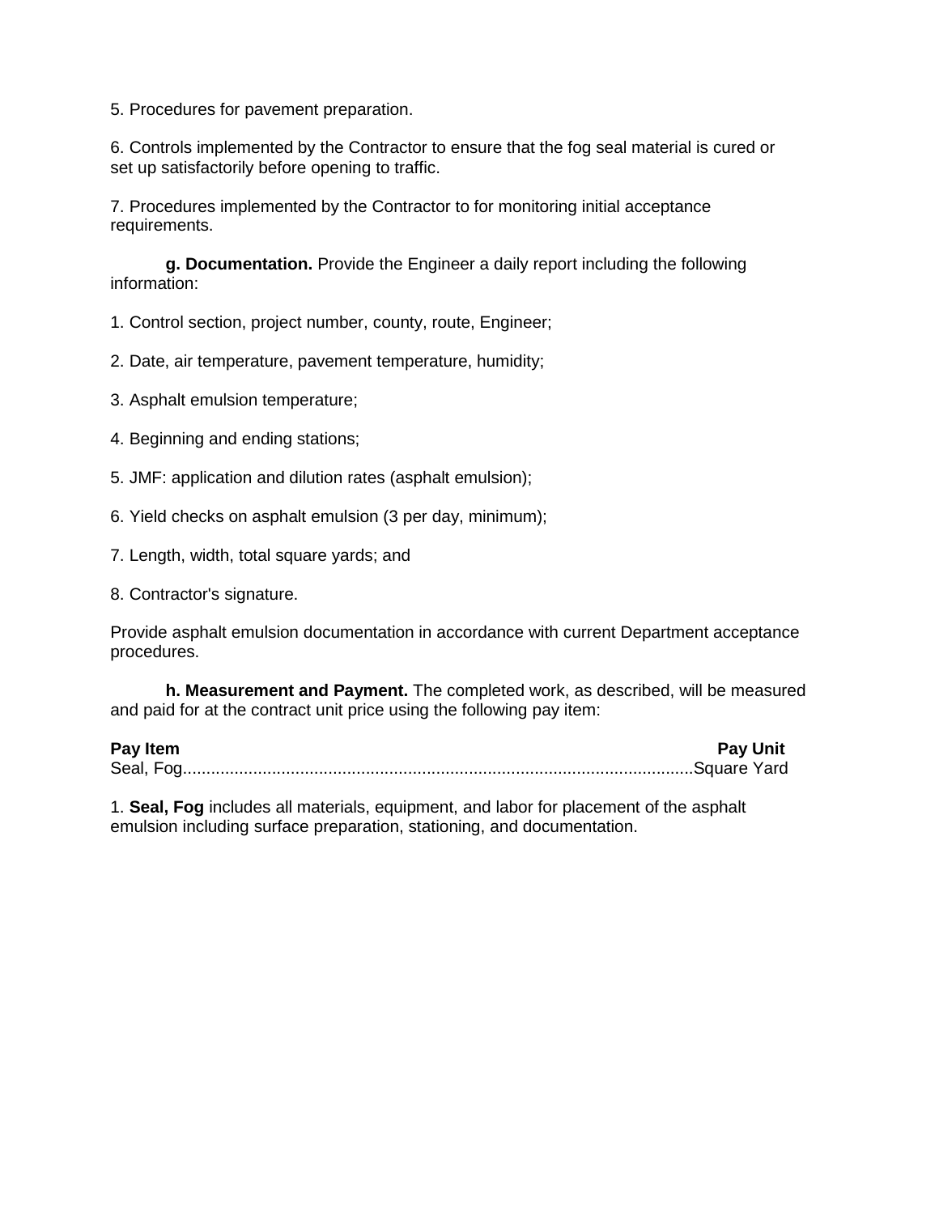5. Procedures for pavement preparation.

6. Controls implemented by the Contractor to ensure that the fog seal material is cured or set up satisfactorily before opening to traffic.

7. Procedures implemented by the Contractor to for monitoring initial acceptance requirements.

**g. Documentation.** Provide the Engineer a daily report including the following information:

1. Control section, project number, county, route, Engineer;

2. Date, air temperature, pavement temperature, humidity;

3. Asphalt emulsion temperature;

4. Beginning and ending stations;

5. JMF: application and dilution rates (asphalt emulsion);

6. Yield checks on asphalt emulsion (3 per day, minimum);

7. Length, width, total square yards; and

8. Contractor's signature.

Provide asphalt emulsion documentation in accordance with current Department acceptance procedures.

**h. Measurement and Payment.** The completed work, as described, will be measured and paid for at the contract unit price using the following pay item:

| **Pay Item** | **Pay Unit** |
| --- | --- |
| Seal, Fog | Square Yard |

1. **Seal, Fog** includes all materials, equipment, and labor for placement of the asphalt emulsion including surface preparation, stationing, and documentation.